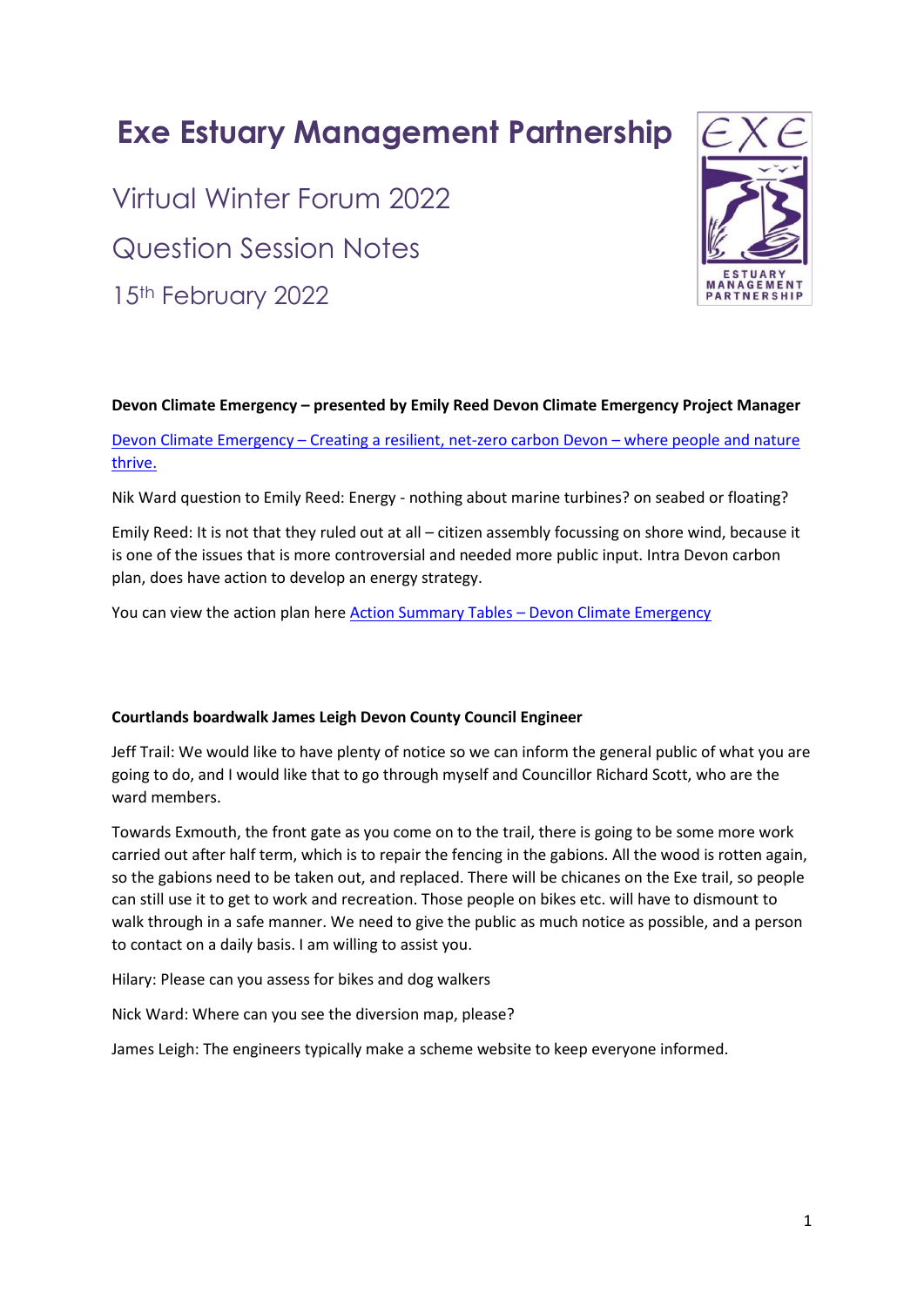# Exe Estuary Management Partnership

## Virtual Winter Forum 2022

## Question Session Notes

## 15th February 2022

**Devon Climate Emergency – presented by Emily Reed Devon Climate Emergency Project Manager**

Devon Climate Emergency – Creating a resilient, net-zero carbon Devon – where people and nature thrive.

Nik Ward question to Emily Reed: Energy - nothing about marine turbines? on seabed or floating?

Emily Reed: It is not that they ruled out at all – citizen assembly focussing on shore wind, because it is one of the issues that is more controversial and needed more public input. Intra Devon carbon plan, does have action to develop an energy strategy.

You can view the action plan here Action Summary Tables – Devon Climate Emergency

**Courtlands boardwalk James Leigh Devon County Council Engineer**

Jeff Trail: We would like to have plenty of notice so we can inform the general public of what you are going to do, and I would like that to go through myself and Councillor Richard Scott, who are the ward members.

Towards Exmouth, the front gate as you come on to the trail, there is going to be some more work carried out after half term, which is to repair the fencing in the gabions. All the wood is rotten again, so the gabions need to be taken out, and replaced. There will be chicanes on the Exe trail, so people can still use it to get to work and recreation. Those people on bikes etc. will have to dismount to walk through in a safe manner. We need to give the public as much notice as possible, and a person to contact on a daily basis. I am willing to assist you.

Hilary: Please can you assess for bikes and dog walkers

Nick Ward: Where can you see the diversion map, please?

James Leigh: The engineers typically make a scheme website to keep everyone informed.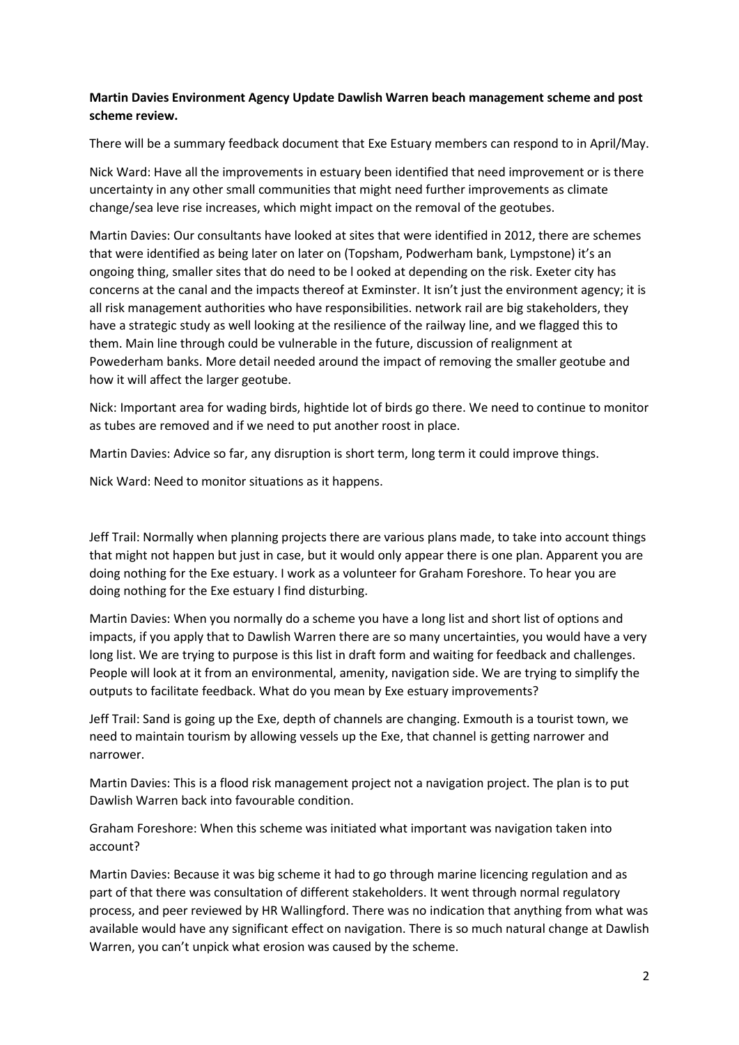**Martin Davies Environment Agency Update Dawlish Warren beach management scheme and post scheme review.**

There will be a summary feedback document that Exe Estuary members can respond to in April/May.

Nick Ward: Have all the improvements in estuary been identified that need improvement or is there uncertainty in any other small communities that might need further improvements as climate change/sea leve rise increases, which might impact on the removal of the geotubes.

Martin Davies: Our consultants have looked at sites that were identified in 2012, there are schemes that were identified as being later on later on (Topsham, Podwerham bank, Lympstone) it's an ongoing thing, smaller sites that do need to be l ooked at depending on the risk. Exeter city has concerns at the canal and the impacts thereof at Exminster. It isn't just the environment agency; it is all risk management authorities who have responsibilities. network rail are big stakeholders, they have a strategic study as well looking at the resilience of the railway line, and we flagged this to them. Main line through could be vulnerable in the future, discussion of realignment at Powederham banks. More detail needed around the impact of removing the smaller geotube and how it will affect the larger geotube.

Nick: Important area for wading birds, hightide lot of birds go there. We need to continue to monitor as tubes are removed and if we need to put another roost in place.

Martin Davies: Advice so far, any disruption is short term, long term it could improve things.

Nick Ward: Need to monitor situations as it happens.

Jeff Trail: Normally when planning projects there are various plans made, to take into account things that might not happen but just in case, but it would only appear there is one plan. Apparent you are doing nothing for the Exe estuary. I work as a volunteer for Graham Foreshore. To hear you are doing nothing for the Exe estuary I find disturbing.

Martin Davies: When you normally do a scheme you have a long list and short list of options and impacts, if you apply that to Dawlish Warren there are so many uncertainties, you would have a very long list. We are trying to purpose is this list in draft form and waiting for feedback and challenges. People will look at it from an environmental, amenity, navigation side. We are trying to simplify the outputs to facilitate feedback. What do you mean by Exe estuary improvements?

Jeff Trail: Sand is going up the Exe, depth of channels are changing. Exmouth is a tourist town, we need to maintain tourism by allowing vessels up the Exe, that channel is getting narrower and narrower.

Martin Davies: This is a flood risk management project not a navigation project. The plan is to put Dawlish Warren back into favourable condition.

Graham Foreshore: When this scheme was initiated what important was navigation taken into account?

Martin Davies: Because it was big scheme it had to go through marine licencing regulation and as part of that there was consultation of different stakeholders. It went through normal regulatory process, and peer reviewed by HR Wallingford. There was no indication that anything from what was available would have any significant effect on navigation. There is so much natural change at Dawlish Warren, you can't unpick what erosion was caused by the scheme.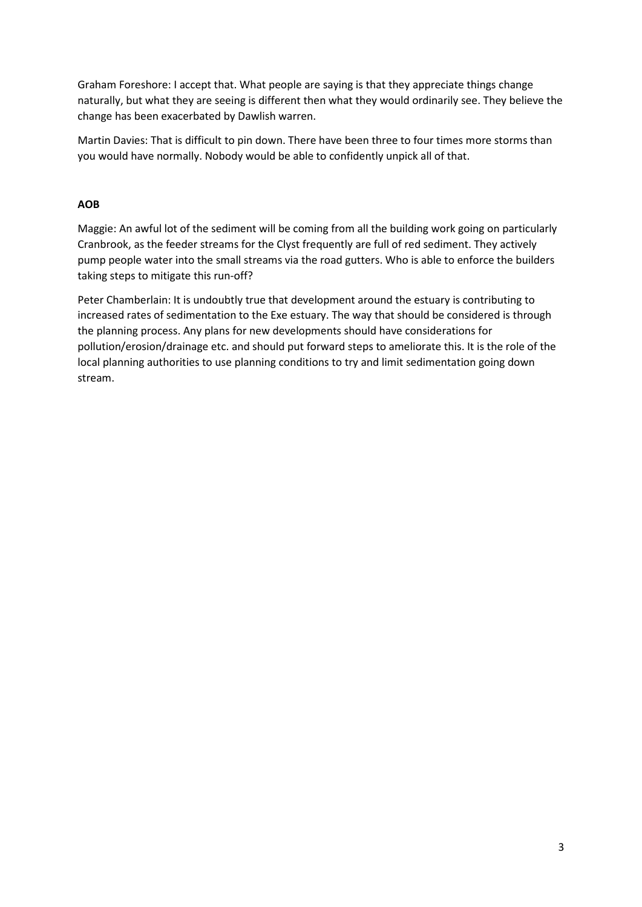Graham Foreshore: I accept that. What people are saying is that they appreciate things change naturally, but what they are seeing is different then what they would ordinarily see. They believe the change has been exacerbated by Dawlish warren.

Martin Davies: That is difficult to pin down. There have been three to four times more storms than you would have normally. Nobody would be able to confidently unpick all of that.

**AOB**

Maggie: An awful lot of the sediment will be coming from all the building work going on particularly Cranbrook, as the feeder streams for the Clyst frequently are full of red sediment. They actively pump people water into the small streams via the road gutters. Who is able to enforce the builders taking steps to mitigate this run-off?

Peter Chamberlain: It is undoubtly true that development around the estuary is contributing to increased rates of sedimentation to the Exe estuary. The way that should be considered is through the planning process. Any plans for new developments should have considerations for pollution/erosion/drainage etc. and should put forward steps to ameliorate this. It is the role of the local planning authorities to use planning conditions to try and limit sedimentation going down stream.